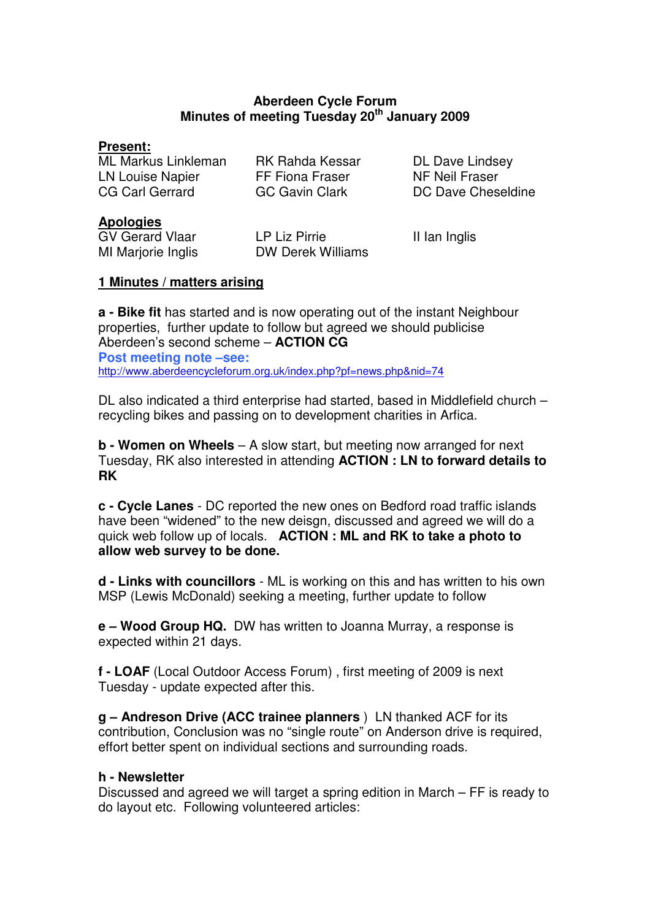**Aberdeen Cycle Forum**
**Minutes of meeting Tuesday 20th January 2009**

**Present:**

| | | |
|---|---|---|
| ML Markus Linkleman | RK Rahda Kessar | DL Dave Lindsey |
| LN Louise Napier | FF Fiona Fraser | NF Neil Fraser |
| CG Carl Gerrard | GC Gavin Clark | DC Dave Cheseldine |

**Apologies**

| | | |
|---|---|---|
| GV Gerard Vlaar | LP Liz Pirrie | II Ian Inglis |
| MI Marjorie Inglis | DW Derek Williams | |

## 1 Minutes / matters arising

**a - Bike fit** has started and is now operating out of the instant Neighbour properties, further update to follow but agreed we should publicise Aberdeen's second scheme – **ACTION CG**

**Post meeting note –see:**
http://www.aberdeencycleforum.org.uk/index.php?pf=news.php&nid=74

DL also indicated a third enterprise had started, based in Middlefield church – recycling bikes and passing on to development charities in Arfica.

**b - Women on Wheels** – A slow start, but meeting now arranged for next Tuesday, RK also interested in attending **ACTION : LN to forward details to RK**

**c - Cycle Lanes** - DC reported the new ones on Bedford road traffic islands have been "widened" to the new deisgn, discussed and agreed we will do a quick web follow up of locals. **ACTION : ML and RK to take a photo to allow web survey to be done.**

**d - Links with councillors** - ML is working on this and has written to his own MSP (Lewis McDonald) seeking a meeting, further update to follow

**e – Wood Group HQ.** DW has written to Joanna Murray, a response is expected within 21 days.

**f - LOAF** (Local Outdoor Access Forum) , first meeting of 2009 is next Tuesday - update expected after this.

**g – Andreson Drive (ACC trainee planners** ) LN thanked ACF for its contribution, Conclusion was no "single route" on Anderson drive is required, effort better spent on individual sections and surrounding roads.

**h - Newsletter**
Discussed and agreed we will target a spring edition in March – FF is ready to do layout etc. Following volunteered articles: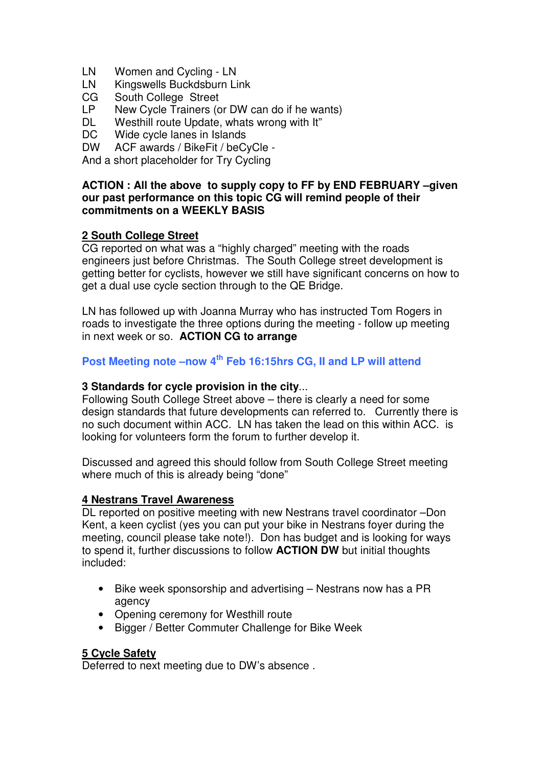LN Women and Cycling - LN
LN Kingswells Buckdsburn Link
CG South College Street
LP New Cycle Trainers (or DW can do if he wants)
DL Westhill route Update, whats wrong with It"
DC Wide cycle lanes in Islands
DW ACF awards / BikeFit / beCyCle -
And a short placeholder for Try Cycling

**ACTION : All the above to supply copy to FF by END FEBRUARY –given our past performance on this topic CG will remind people of their commitments on a WEEKLY BASIS**

**2 South College Street**

CG reported on what was a "highly charged" meeting with the roads engineers just before Christmas. The South College street development is getting better for cyclists, however we still have significant concerns on how to get a dual use cycle section through to the QE Bridge.

LN has followed up with Joanna Murray who has instructed Tom Rogers in roads to investigate the three options during the meeting - follow up meeting in next week or so. **ACTION CG to arrange**

**Post Meeting note –now 4th Feb 16:15hrs CG, Il and LP will attend**

**3 Standards for cycle provision in the city**...

Following South College Street above – there is clearly a need for some design standards that future developments can referred to. Currently there is no such document within ACC. LN has taken the lead on this within ACC. is looking for volunteers form the forum to further develop it.

Discussed and agreed this should follow from South College Street meeting where much of this is already being "done"

**4 Nestrans Travel Awareness**

DL reported on positive meeting with new Nestrans travel coordinator –Don Kent, a keen cyclist (yes you can put your bike in Nestrans foyer during the meeting, council please take note!). Don has budget and is looking for ways to spend it, further discussions to follow **ACTION DW** but initial thoughts included:

- Bike week sponsorship and advertising – Nestrans now has a PR agency
- Opening ceremony for Westhill route
- Bigger / Better Commuter Challenge for Bike Week

**5 Cycle Safety**

Deferred to next meeting due to DW's absence .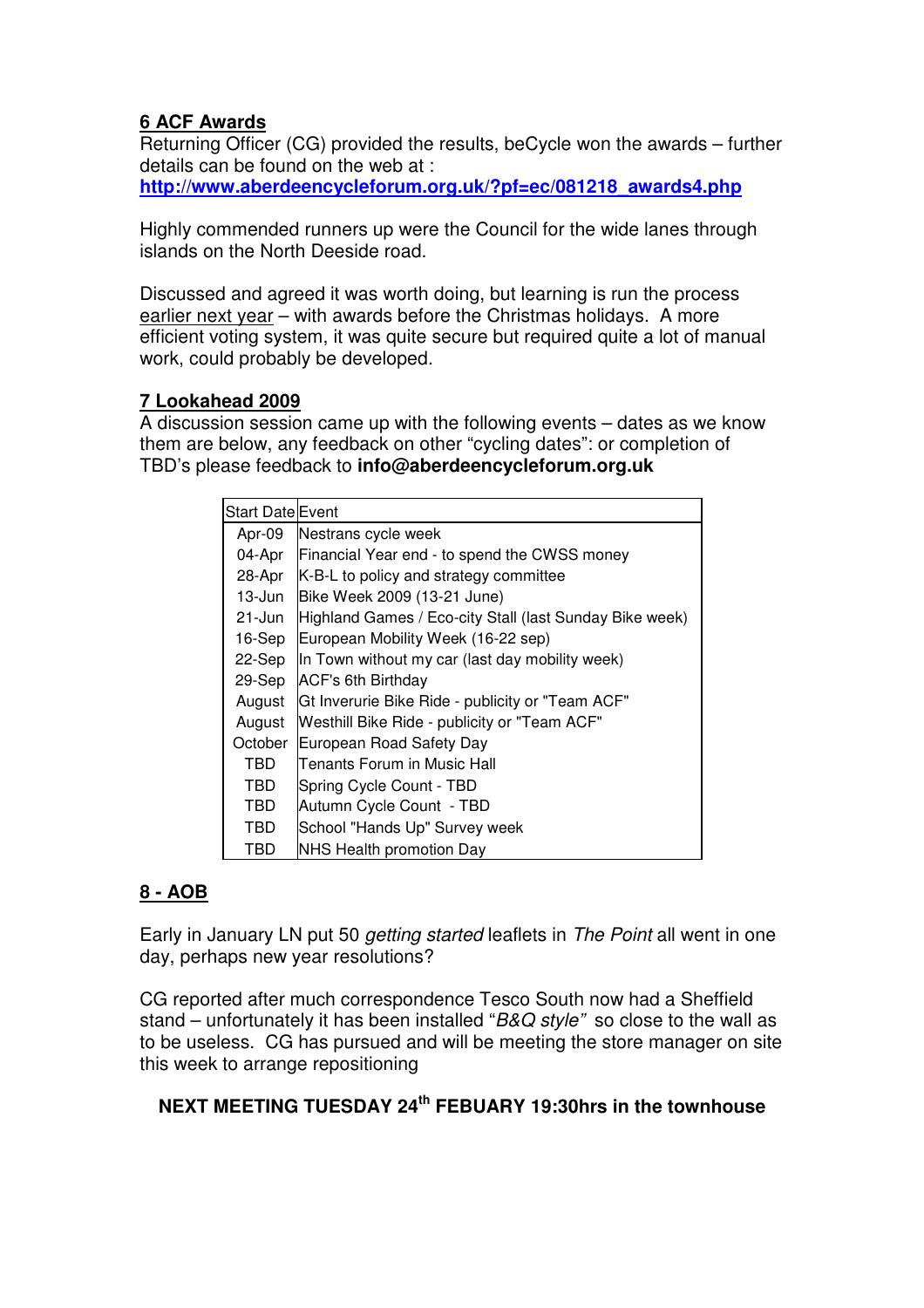## 6 ACF Awards

Returning Officer (CG) provided the results, beCycle won the awards – further details can be found on the web at :
**http://www.aberdeencycleforum.org.uk/?pf=ec/081218_awards4.php**

Highly commended runners up were the Council for the wide lanes through islands on the North Deeside road.

Discussed and agreed it was worth doing, but learning is run the process earlier next year – with awards before the Christmas holidays. A more efficient voting system, it was quite secure but required quite a lot of manual work, could probably be developed.

## 7 Lookahead 2009

A discussion session came up with the following events – dates as we know them are below, any feedback on other "cycling dates": or completion of TBD's please feedback to **info@aberdeencycleforum.org.uk**

| Start Date | Event |
|---|---|
| Apr-09 | Nestrans cycle week |
| 04-Apr | Financial Year end - to spend the CWSS money |
| 28-Apr | K-B-L to policy and strategy committee |
| 13-Jun | Bike Week 2009 (13-21 June) |
| 21-Jun | Highland Games / Eco-city Stall (last Sunday Bike week) |
| 16-Sep | European Mobility Week (16-22 sep) |
| 22-Sep | In Town without my car (last day mobility week) |
| 29-Sep | ACF's 6th Birthday |
| August | Gt Inverurie Bike Ride - publicity or "Team ACF" |
| August | Westhill Bike Ride - publicity or "Team ACF" |
| October | European Road Safety Day |
| TBD | Tenants Forum in Music Hall |
| TBD | Spring Cycle Count - TBD |
| TBD | Autumn Cycle Count - TBD |
| TBD | School "Hands Up" Survey week |
| TBD | NHS Health promotion Day |

## 8 - AOB

Early in January LN put 50 *getting started* leaflets in *The Point* all went in one day, perhaps new year resolutions?

CG reported after much correspondence Tesco South now had a Sheffield stand – unfortunately it has been installed "*B&Q style*" so close to the wall as to be useless. CG has pursued and will be meeting the store manager on site this week to arrange repositioning

**NEXT MEETING TUESDAY 24th FEBUARY 19:30hrs in the townhouse**